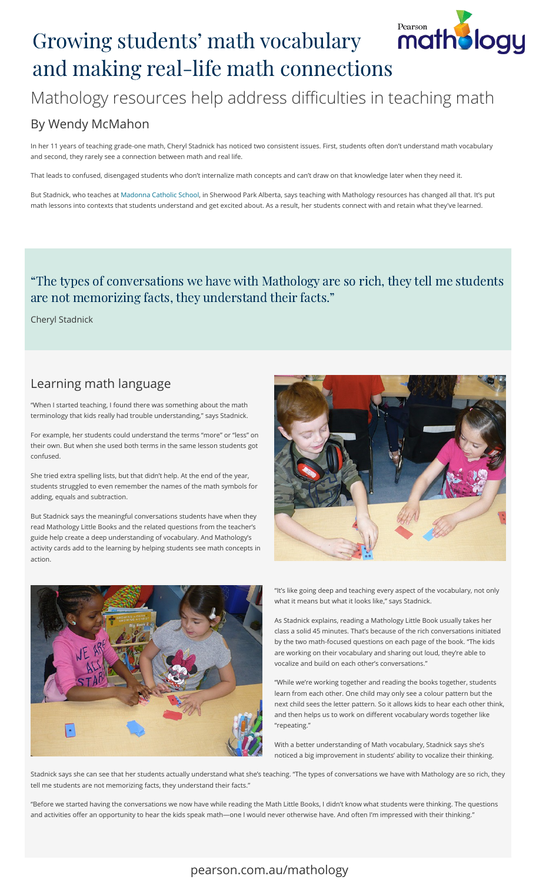# Growing students' math vocabulary and making real-life math connections

## Mathology resources help address difficulties in teaching math

### By Wendy McMahon

In her 11 years of teaching grade-one math, Cheryl Stadnick has noticed two consistent issues. First, students often don't understand math vocabulary and second, they rarely see a connection between math and real life.

That leads to confused, disengaged students who don't internalize math concepts and can't draw on that knowledge later when they need it.

But Stadnick, who teaches at Madonna Catholic School, in Sherwood Park Alberta, says teaching with Mathology resources has changed all that. It's put math lessons into contexts that students understand and get excited about. As a result, her students connect with and retain what they've learned.

> "The types of conversations we have with Mathology are so rich, they tell me students are not memorizing facts, they understand their facts."
>
> Cheryl Stadnick

## Learning math language

"When I started teaching, I found there was something about the math terminology that kids really had trouble understanding," says Stadnick.

For example, her students could understand the terms "more" or "less" on their own. But when she used both terms in the same lesson students got confused.

She tried extra spelling lists, but that didn't help. At the end of the year, students struggled to even remember the names of the math symbols for adding, equals and subtraction.

But Stadnick says the meaningful conversations students have when they read Mathology Little Books and the related questions from the teacher's guide help create a deep understanding of vocabulary. And Mathology's activity cards add to the learning by helping students see math concepts in action.

"It's like going deep and teaching every aspect of the vocabulary, not only what it means but what it looks like," says Stadnick.

As Stadnick explains, reading a Mathology Little Book usually takes her class a solid 45 minutes. That's because of the rich conversations initiated by the two math-focused questions on each page of the book. "The kids are working on their vocabulary and sharing out loud, they're able to vocalize and build on each other's conversations."

"While we're working together and reading the books together, students learn from each other. One child may only see a colour pattern but the next child sees the letter pattern. So it allows kids to hear each other think, and then helps us to work on different vocabulary words together like "repeating."

With a better understanding of Math vocabulary, Stadnick says she's noticed a big improvement in students' ability to vocalize their thinking.

Stadnick says she can see that her students actually understand what she's teaching. "The types of conversations we have with Mathology are so rich, they tell me students are not memorizing facts, they understand their facts."

"Before we started having the conversations we now have while reading the Math Little Books, I didn't know what students were thinking. The questions and activities offer an opportunity to hear the kids speak math—one I would never otherwise have. And often I'm impressed with their thinking."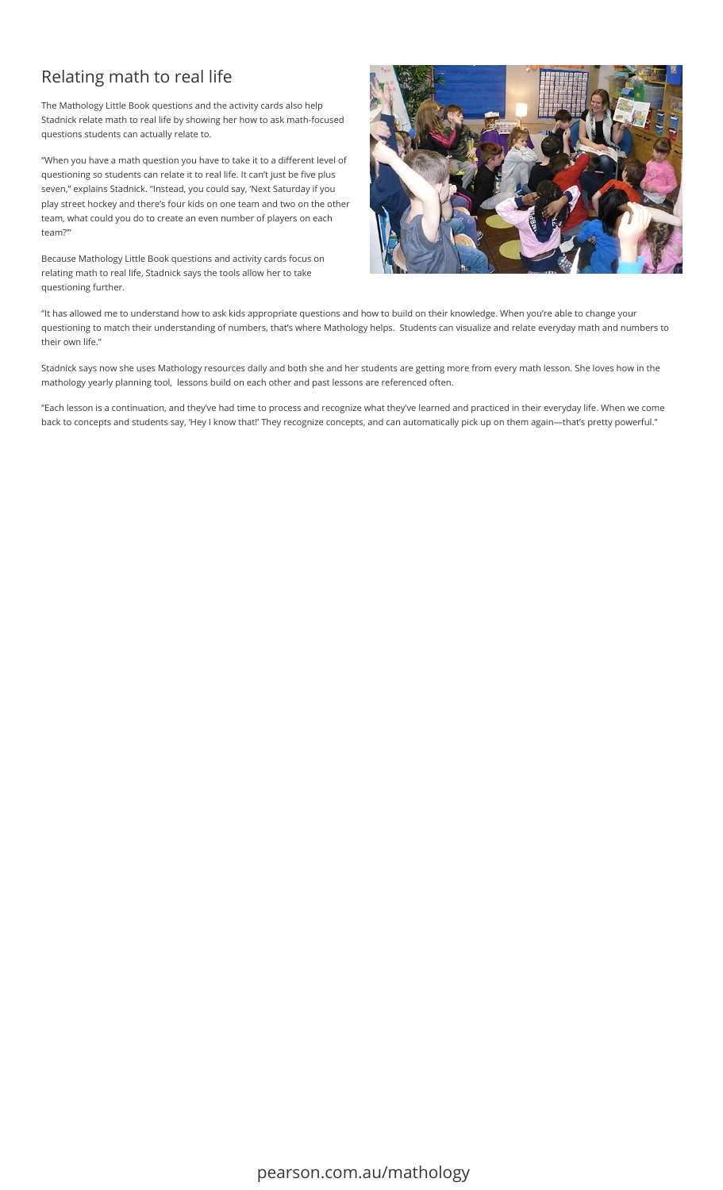## Relating math to real life

The Mathology Little Book questions and the activity cards also help Stadnick relate math to real life by showing her how to ask math-focused questions students can actually relate to.

"When you have a math question you have to take it to a different level of questioning so students can relate it to real life. It can't just be five plus seven," explains Stadnick. "Instead, you could say, 'Next Saturday if you play street hockey and there's four kids on one team and two on the other team, what could you do to create an even number of players on each team?'"

Because Mathology Little Book questions and activity cards focus on relating math to real life, Stadnick says the tools allow her to take questioning further.

"It has allowed me to understand how to ask kids appropriate questions and how to build on their knowledge. When you're able to change your questioning to match their understanding of numbers, that's where Mathology helps. Students can visualize and relate everyday math and numbers to their own life."

Stadnick says now she uses Mathology resources daily and both she and her students are getting more from every math lesson. She loves how in the mathology yearly planning tool, lessons build on each other and past lessons are referenced often.

"Each lesson is a continuation, and they've had time to process and recognize what they've learned and practiced in their everyday life. When we come back to concepts and students say, 'Hey I know that!' They recognize concepts, and can automatically pick up on them again—that's pretty powerful."

pearson.com.au/mathology